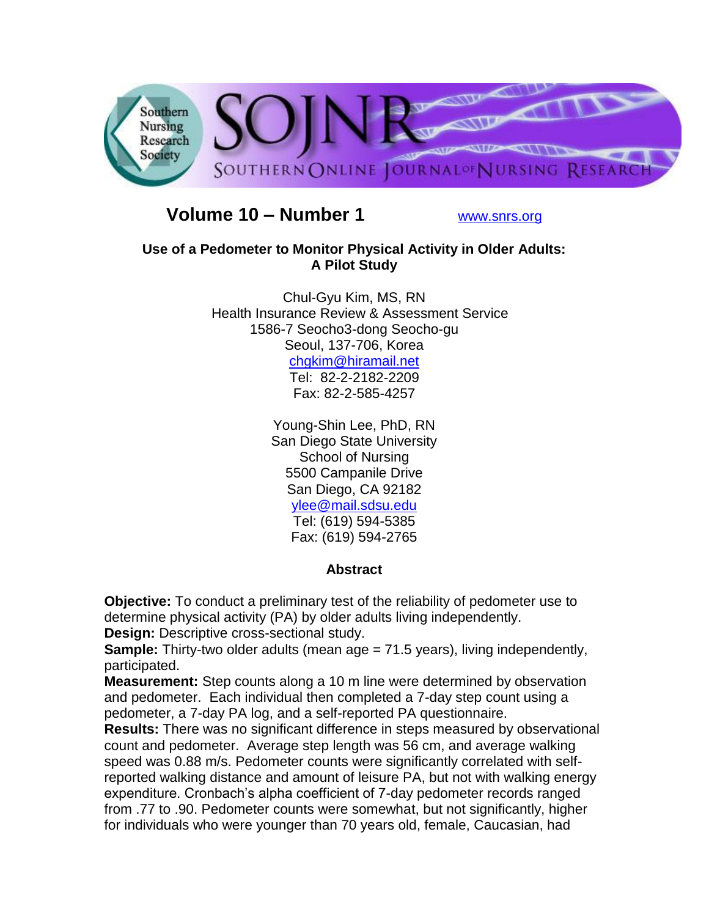**Volume 10 – Number 1** www.snrs.org

## Use of a Pedometer to Monitor Physical Activity in Older Adults: A Pilot Study

Chul-Gyu Kim, MS, RN
Health Insurance Review & Assessment Service
1586-7 Seocho3-dong Seocho-gu
Seoul, 137-706, Korea
chgkim@hiramail.net
Tel: 82-2-2182-2209
Fax: 82-2-585-4257

Young-Shin Lee, PhD, RN
San Diego State University
School of Nursing
5500 Campanile Drive
San Diego, CA 92182
ylee@mail.sdsu.edu
Tel: (619) 594-5385
Fax: (619) 594-2765

### Abstract

**Objective:** To conduct a preliminary test of the reliability of pedometer use to determine physical activity (PA) by older adults living independently.
**Design:** Descriptive cross-sectional study.
**Sample:** Thirty-two older adults (mean age = 71.5 years), living independently, participated.
**Measurement:** Step counts along a 10 m line were determined by observation and pedometer. Each individual then completed a 7-day step count using a pedometer, a 7-day PA log, and a self-reported PA questionnaire.
**Results:** There was no significant difference in steps measured by observational count and pedometer. Average step length was 56 cm, and average walking speed was 0.88 m/s. Pedometer counts were significantly correlated with self-reported walking distance and amount of leisure PA, but not with walking energy expenditure. Cronbach's alpha coefficient of 7-day pedometer records ranged from .77 to .90. Pedometer counts were somewhat, but not significantly, higher for individuals who were younger than 70 years old, female, Caucasian, had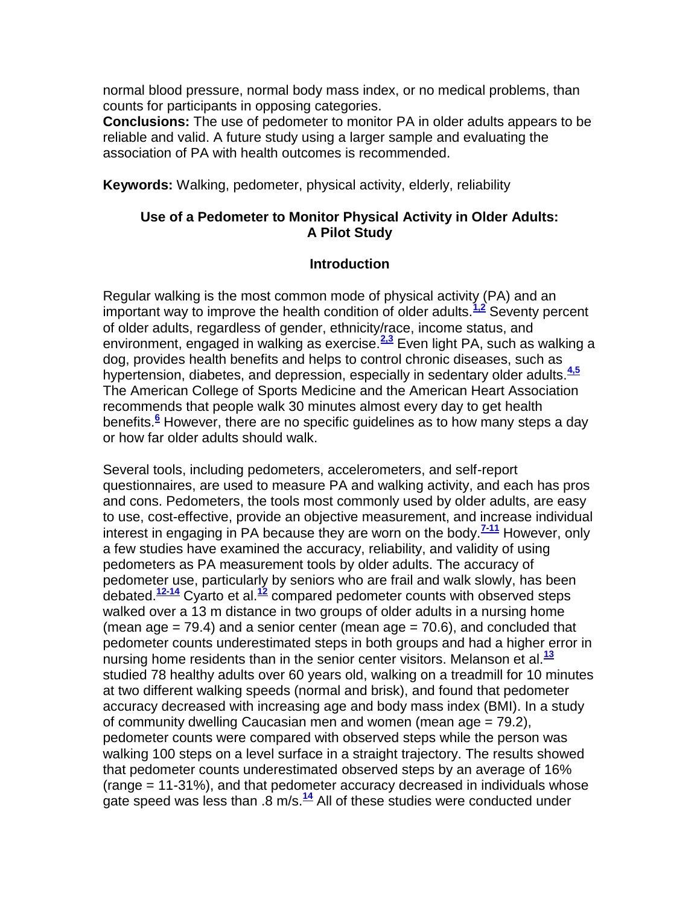normal blood pressure, normal body mass index, or no medical problems, than counts for participants in opposing categories.

**Conclusions:** The use of pedometer to monitor PA in older adults appears to be reliable and valid. A future study using a larger sample and evaluating the association of PA with health outcomes is recommended.

**Keywords:** Walking, pedometer, physical activity, elderly, reliability

## Use of a Pedometer to Monitor Physical Activity in Older Adults: A Pilot Study

### Introduction

Regular walking is the most common mode of physical activity (PA) and an important way to improve the health condition of older adults.[1,2] Seventy percent of older adults, regardless of gender, ethnicity/race, income status, and environment, engaged in walking as exercise.[2,3] Even light PA, such as walking a dog, provides health benefits and helps to control chronic diseases, such as hypertension, diabetes, and depression, especially in sedentary older adults.[4,5] The American College of Sports Medicine and the American Heart Association recommends that people walk 30 minutes almost every day to get health benefits.[6] However, there are no specific guidelines as to how many steps a day or how far older adults should walk.

Several tools, including pedometers, accelerometers, and self-report questionnaires, are used to measure PA and walking activity, and each has pros and cons. Pedometers, the tools most commonly used by older adults, are easy to use, cost-effective, provide an objective measurement, and increase individual interest in engaging in PA because they are worn on the body.[7-11] However, only a few studies have examined the accuracy, reliability, and validity of using pedometers as PA measurement tools by older adults. The accuracy of pedometer use, particularly by seniors who are frail and walk slowly, has been debated.[12-14] Cyarto et al.[12] compared pedometer counts with observed steps walked over a 13 m distance in two groups of older adults in a nursing home (mean age = 79.4) and a senior center (mean age = 70.6), and concluded that pedometer counts underestimated steps in both groups and had a higher error in nursing home residents than in the senior center visitors. Melanson et al.[13] studied 78 healthy adults over 60 years old, walking on a treadmill for 10 minutes at two different walking speeds (normal and brisk), and found that pedometer accuracy decreased with increasing age and body mass index (BMI). In a study of community dwelling Caucasian men and women (mean age = 79.2), pedometer counts were compared with observed steps while the person was walking 100 steps on a level surface in a straight trajectory. The results showed that pedometer counts underestimated observed steps by an average of 16% (range = 11-31%), and that pedometer accuracy decreased in individuals whose gate speed was less than .8 m/s.[14] All of these studies were conducted under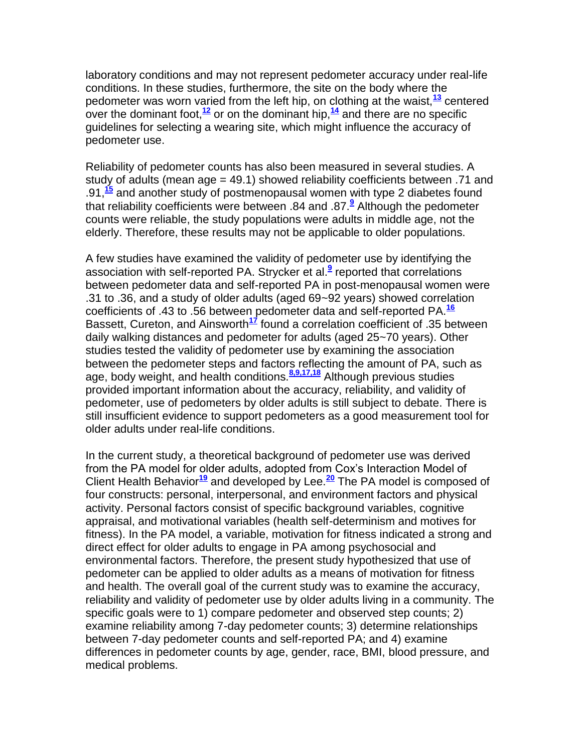laboratory conditions and may not represent pedometer accuracy under real-life conditions. In these studies, furthermore, the site on the body where the pedometer was worn varied from the left hip, on clothing at the waist,[13] centered over the dominant foot,[12] or on the dominant hip,[14] and there are no specific guidelines for selecting a wearing site, which might influence the accuracy of pedometer use.

Reliability of pedometer counts has also been measured in several studies. A study of adults (mean age = 49.1) showed reliability coefficients between .71 and .91,[15] and another study of postmenopausal women with type 2 diabetes found that reliability coefficients were between .84 and .87.[9] Although the pedometer counts were reliable, the study populations were adults in middle age, not the elderly. Therefore, these results may not be applicable to older populations.

A few studies have examined the validity of pedometer use by identifying the association with self-reported PA. Strycker et al.[9] reported that correlations between pedometer data and self-reported PA in post-menopausal women were .31 to .36, and a study of older adults (aged 69~92 years) showed correlation coefficients of .43 to .56 between pedometer data and self-reported PA.[16] Bassett, Cureton, and Ainsworth[17] found a correlation coefficient of .35 between daily walking distances and pedometer for adults (aged 25~70 years). Other studies tested the validity of pedometer use by examining the association between the pedometer steps and factors reflecting the amount of PA, such as age, body weight, and health conditions.[8,9,17,18] Although previous studies provided important information about the accuracy, reliability, and validity of pedometer, use of pedometers by older adults is still subject to debate. There is still insufficient evidence to support pedometers as a good measurement tool for older adults under real-life conditions.

In the current study, a theoretical background of pedometer use was derived from the PA model for older adults, adopted from Cox's Interaction Model of Client Health Behavior[19] and developed by Lee.[20] The PA model is composed of four constructs: personal, interpersonal, and environment factors and physical activity. Personal factors consist of specific background variables, cognitive appraisal, and motivational variables (health self-determinism and motives for fitness). In the PA model, a variable, motivation for fitness indicated a strong and direct effect for older adults to engage in PA among psychosocial and environmental factors. Therefore, the present study hypothesized that use of pedometer can be applied to older adults as a means of motivation for fitness and health. The overall goal of the current study was to examine the accuracy, reliability and validity of pedometer use by older adults living in a community. The specific goals were to 1) compare pedometer and observed step counts; 2) examine reliability among 7-day pedometer counts; 3) determine relationships between 7-day pedometer counts and self-reported PA; and 4) examine differences in pedometer counts by age, gender, race, BMI, blood pressure, and medical problems.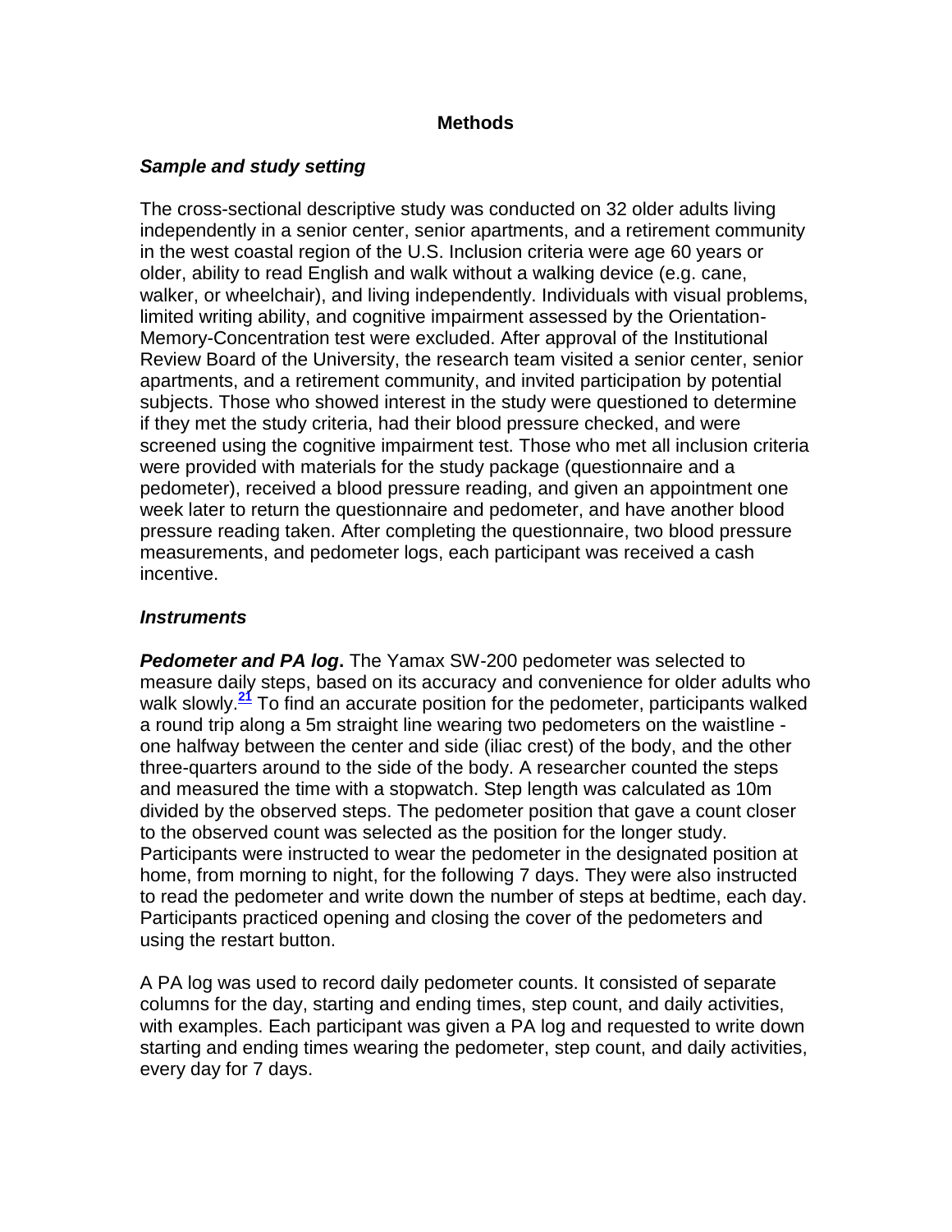## Methods

### *Sample and study setting*

The cross-sectional descriptive study was conducted on 32 older adults living independently in a senior center, senior apartments, and a retirement community in the west coastal region of the U.S. Inclusion criteria were age 60 years or older, ability to read English and walk without a walking device (e.g. cane, walker, or wheelchair), and living independently. Individuals with visual problems, limited writing ability, and cognitive impairment assessed by the Orientation-Memory-Concentration test were excluded. After approval of the Institutional Review Board of the University, the research team visited a senior center, senior apartments, and a retirement community, and invited participation by potential subjects. Those who showed interest in the study were questioned to determine if they met the study criteria, had their blood pressure checked, and were screened using the cognitive impairment test. Those who met all inclusion criteria were provided with materials for the study package (questionnaire and a pedometer), received a blood pressure reading, and given an appointment one week later to return the questionnaire and pedometer, and have another blood pressure reading taken. After completing the questionnaire, two blood pressure measurements, and pedometer logs, each participant was received a cash incentive.

### *Instruments*

***Pedometer and PA log*.** The Yamax SW-200 pedometer was selected to measure daily steps, based on its accuracy and convenience for older adults who walk slowly.[21] To find an accurate position for the pedometer, participants walked a round trip along a 5m straight line wearing two pedometers on the waistline - one halfway between the center and side (iliac crest) of the body, and the other three-quarters around to the side of the body. A researcher counted the steps and measured the time with a stopwatch. Step length was calculated as 10m divided by the observed steps. The pedometer position that gave a count closer to the observed count was selected as the position for the longer study. Participants were instructed to wear the pedometer in the designated position at home, from morning to night, for the following 7 days. They were also instructed to read the pedometer and write down the number of steps at bedtime, each day. Participants practiced opening and closing the cover of the pedometers and using the restart button.

A PA log was used to record daily pedometer counts. It consisted of separate columns for the day, starting and ending times, step count, and daily activities, with examples. Each participant was given a PA log and requested to write down starting and ending times wearing the pedometer, step count, and daily activities, every day for 7 days.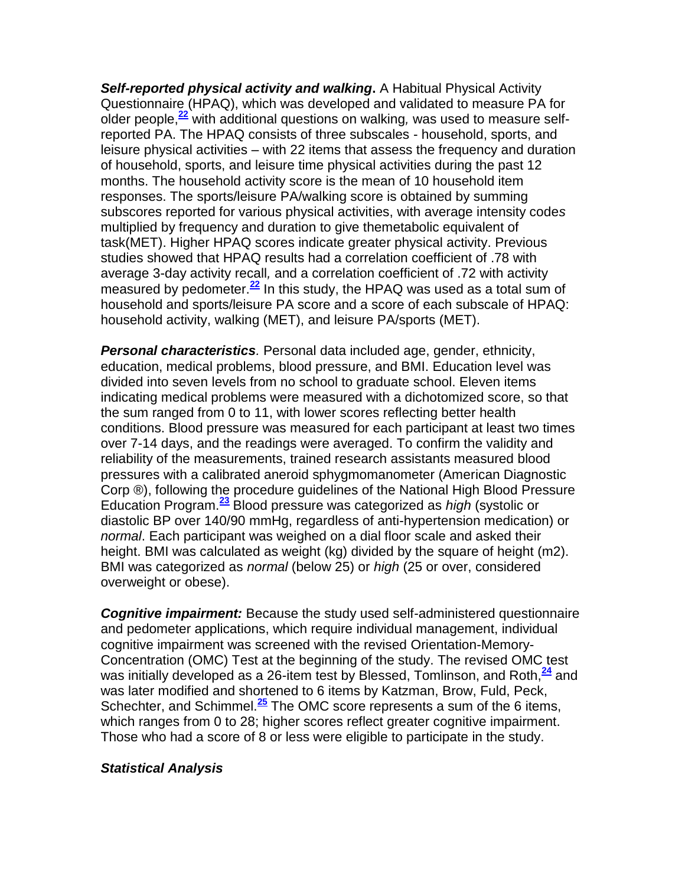***Self-reported physical activity and walking*.** A Habitual Physical Activity Questionnaire (HPAQ), which was developed and validated to measure PA for older people,[22] with additional questions on walking*,* was used to measure self-reported PA. The HPAQ consists of three subscales - household, sports, and leisure physical activities – with 22 items that assess the frequency and duration of household, sports, and leisure time physical activities during the past 12 months. The household activity score is the mean of 10 household item responses. The sports/leisure PA/walking score is obtained by summing subscores reported for various physical activities, with average intensity code*s* multiplied by frequency and duration to give themetabolic equivalent of task(MET). Higher HPAQ scores indicate greater physical activity. Previous studies showed that HPAQ results had a correlation coefficient of .78 with average 3-day activity recall*,* and a correlation coefficient of .72 with activity measured by pedometer.[22] In this study, the HPAQ was used as a total sum of household and sports/leisure PA score and a score of each subscale of HPAQ: household activity, walking (MET), and leisure PA/sports (MET).

***Personal characteristics*.** Personal data included age, gender, ethnicity, education, medical problems, blood pressure, and BMI. Education level was divided into seven levels from no school to graduate school. Eleven items indicating medical problems were measured with a dichotomized score, so that the sum ranged from 0 to 11, with lower scores reflecting better health conditions. Blood pressure was measured for each participant at least two times over 7-14 days, and the readings were averaged. To confirm the validity and reliability of the measurements, trained research assistants measured blood pressures with a calibrated aneroid sphygmomanometer (American Diagnostic Corp ®), following the procedure guidelines of the National High Blood Pressure Education Program.[23] Blood pressure was categorized as *high* (systolic or diastolic BP over 140/90 mmHg, regardless of anti-hypertension medication) or *normal*. Each participant was weighed on a dial floor scale and asked their height. BMI was calculated as weight (kg) divided by the square of height (m2). BMI was categorized as *normal* (below 25) or *high* (25 or over, considered overweight or obese).

***Cognitive impairment:*** Because the study used self-administered questionnaire and pedometer applications, which require individual management, individual cognitive impairment was screened with the revised Orientation-Memory-Concentration (OMC) Test at the beginning of the study. The revised OMC test was initially developed as a 26-item test by Blessed, Tomlinson, and Roth,[24] and was later modified and shortened to 6 items by Katzman, Brow, Fuld, Peck, Schechter, and Schimmel.[25] The OMC score represents a sum of the 6 items, which ranges from 0 to 28; higher scores reflect greater cognitive impairment. Those who had a score of 8 or less were eligible to participate in the study.

### *Statistical Analysis*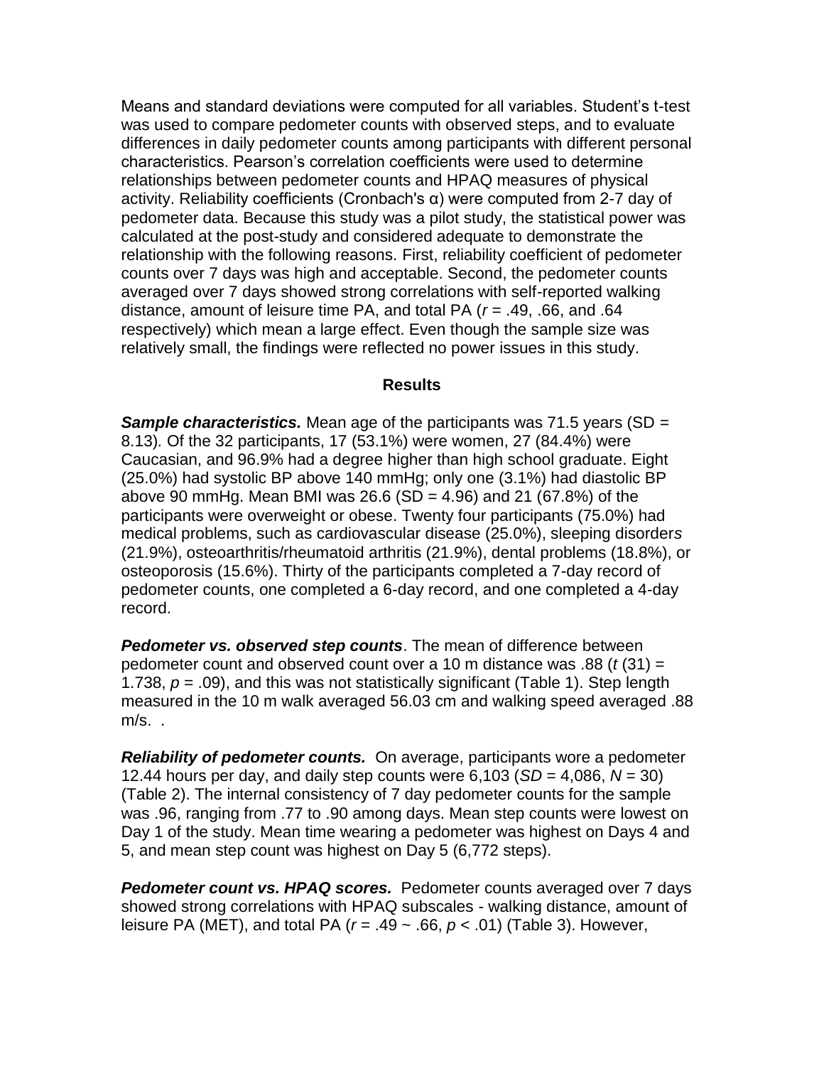Means and standard deviations were computed for all variables. Student's t-test was used to compare pedometer counts with observed steps, and to evaluate differences in daily pedometer counts among participants with different personal characteristics. Pearson's correlation coefficients were used to determine relationships between pedometer counts and HPAQ measures of physical activity. Reliability coefficients (Cronbach's α) were computed from 2-7 day of pedometer data. Because this study was a pilot study, the statistical power was calculated at the post-study and considered adequate to demonstrate the relationship with the following reasons. First, reliability coefficient of pedometer counts over 7 days was high and acceptable. Second, the pedometer counts averaged over 7 days showed strong correlations with self-reported walking distance, amount of leisure time PA, and total PA ($r$ = .49, .66, and .64 respectively) which mean a large effect. Even though the sample size was relatively small, the findings were reflected no power issues in this study.

## Results

***Sample characteristics.*** Mean age of the participants was 71.5 years (SD = 8.13). Of the 32 participants, 17 (53.1%) were women, 27 (84.4%) were Caucasian, and 96.9% had a degree higher than high school graduate. Eight (25.0%) had systolic BP above 140 mmHg; only one (3.1%) had diastolic BP above 90 mmHg. Mean BMI was 26.6 (SD = 4.96) and 21 (67.8%) of the participants were overweight or obese. Twenty four participants (75.0%) had medical problems, such as cardiovascular disease (25.0%), sleeping disorders (21.9%), osteoarthritis/rheumatoid arthritis (21.9%), dental problems (18.8%), or osteoporosis (15.6%). Thirty of the participants completed a 7-day record of pedometer counts, one completed a 6-day record, and one completed a 4-day record.

***Pedometer vs. observed step counts***. The mean of difference between pedometer count and observed count over a 10 m distance was .88 ($t$ (31) = 1.738, $p$ = .09), and this was not statistically significant (Table 1). Step length measured in the 10 m walk averaged 56.03 cm and walking speed averaged .88 m/s. .

***Reliability of pedometer counts.*** On average, participants wore a pedometer 12.44 hours per day, and daily step counts were 6,103 ($SD$ = 4,086, $N$ = 30) (Table 2). The internal consistency of 7 day pedometer counts for the sample was .96, ranging from .77 to .90 among days. Mean step counts were lowest on Day 1 of the study. Mean time wearing a pedometer was highest on Days 4 and 5, and mean step count was highest on Day 5 (6,772 steps).

***Pedometer count vs. HPAQ scores.*** Pedometer counts averaged over 7 days showed strong correlations with HPAQ subscales - walking distance, amount of leisure PA (MET), and total PA ($r$ = .49 ~ .66, $p$ < .01) (Table 3). However,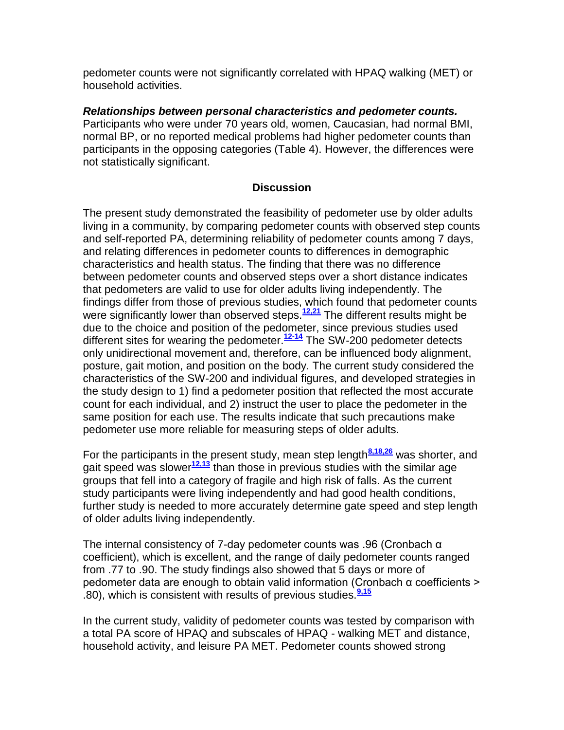pedometer counts were not significantly correlated with HPAQ walking (MET) or household activities.

***Relationships between personal characteristics and pedometer counts.*** Participants who were under 70 years old, women, Caucasian, had normal BMI, normal BP, or no reported medical problems had higher pedometer counts than participants in the opposing categories (Table 4). However, the differences were not statistically significant.

## Discussion

The present study demonstrated the feasibility of pedometer use by older adults living in a community, by comparing pedometer counts with observed step counts and self-reported PA, determining reliability of pedometer counts among 7 days, and relating differences in pedometer counts to differences in demographic characteristics and health status. The finding that there was no difference between pedometer counts and observed steps over a short distance indicates that pedometers are valid to use for older adults living independently. The findings differ from those of previous studies, which found that pedometer counts were significantly lower than observed steps.[12,21] The different results might be due to the choice and position of the pedometer, since previous studies used different sites for wearing the pedometer.[12-14] The SW-200 pedometer detects only unidirectional movement and, therefore, can be influenced body alignment, posture, gait motion, and position on the body. The current study considered the characteristics of the SW-200 and individual figures, and developed strategies in the study design to 1) find a pedometer position that reflected the most accurate count for each individual, and 2) instruct the user to place the pedometer in the same position for each use. The results indicate that such precautions make pedometer use more reliable for measuring steps of older adults.

For the participants in the present study, mean step length[8,18,26] was shorter, and gait speed was slower[12,13] than those in previous studies with the similar age groups that fell into a category of fragile and high risk of falls. As the current study participants were living independently and had good health conditions, further study is needed to more accurately determine gate speed and step length of older adults living independently.

The internal consistency of 7-day pedometer counts was .96 (Cronbach α coefficient), which is excellent, and the range of daily pedometer counts ranged from .77 to .90. The study findings also showed that 5 days or more of pedometer data are enough to obtain valid information (Cronbach α coefficients > .80), which is consistent with results of previous studies.[9,15]

In the current study, validity of pedometer counts was tested by comparison with a total PA score of HPAQ and subscales of HPAQ - walking MET and distance, household activity, and leisure PA MET. Pedometer counts showed strong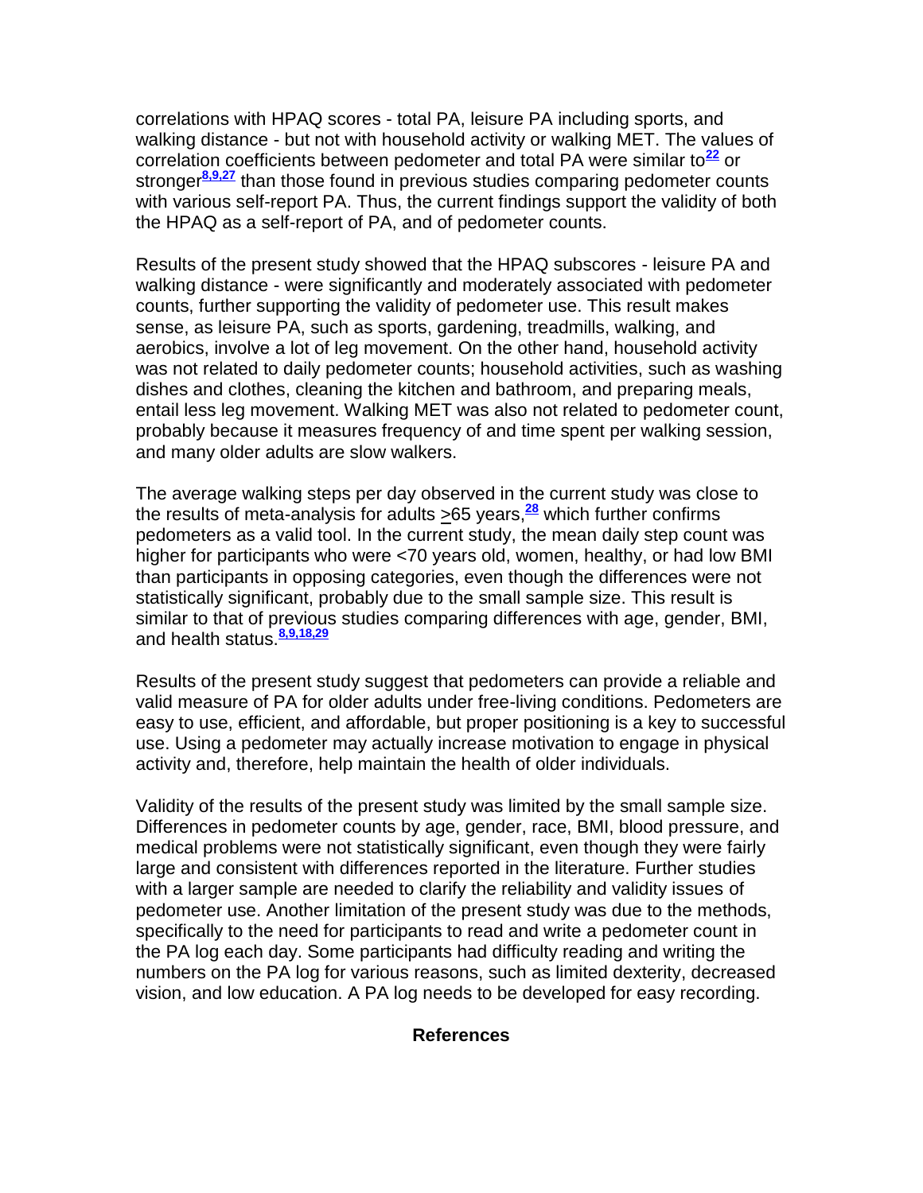correlations with HPAQ scores - total PA, leisure PA including sports, and walking distance - but not with household activity or walking MET. The values of correlation coefficients between pedometer and total PA were similar to[22] or stronger[8,9,27] than those found in previous studies comparing pedometer counts with various self-report PA. Thus, the current findings support the validity of both the HPAQ as a self-report of PA, and of pedometer counts.

Results of the present study showed that the HPAQ subscores - leisure PA and walking distance - were significantly and moderately associated with pedometer counts, further supporting the validity of pedometer use. This result makes sense, as leisure PA, such as sports, gardening, treadmills, walking, and aerobics, involve a lot of leg movement. On the other hand, household activity was not related to daily pedometer counts; household activities, such as washing dishes and clothes, cleaning the kitchen and bathroom, and preparing meals, entail less leg movement. Walking MET was also not related to pedometer count, probably because it measures frequency of and time spent per walking session, and many older adults are slow walkers.

The average walking steps per day observed in the current study was close to the results of meta-analysis for adults ≥65 years,[28] which further confirms pedometers as a valid tool. In the current study, the mean daily step count was higher for participants who were <70 years old, women, healthy, or had low BMI than participants in opposing categories, even though the differences were not statistically significant, probably due to the small sample size. This result is similar to that of previous studies comparing differences with age, gender, BMI, and health status.[8,9,18,29]

Results of the present study suggest that pedometers can provide a reliable and valid measure of PA for older adults under free-living conditions. Pedometers are easy to use, efficient, and affordable, but proper positioning is a key to successful use. Using a pedometer may actually increase motivation to engage in physical activity and, therefore, help maintain the health of older individuals.

Validity of the results of the present study was limited by the small sample size. Differences in pedometer counts by age, gender, race, BMI, blood pressure, and medical problems were not statistically significant, even though they were fairly large and consistent with differences reported in the literature. Further studies with a larger sample are needed to clarify the reliability and validity issues of pedometer use. Another limitation of the present study was due to the methods, specifically to the need for participants to read and write a pedometer count in the PA log each day. Some participants had difficulty reading and writing the numbers on the PA log for various reasons, such as limited dexterity, decreased vision, and low education. A PA log needs to be developed for easy recording.

## References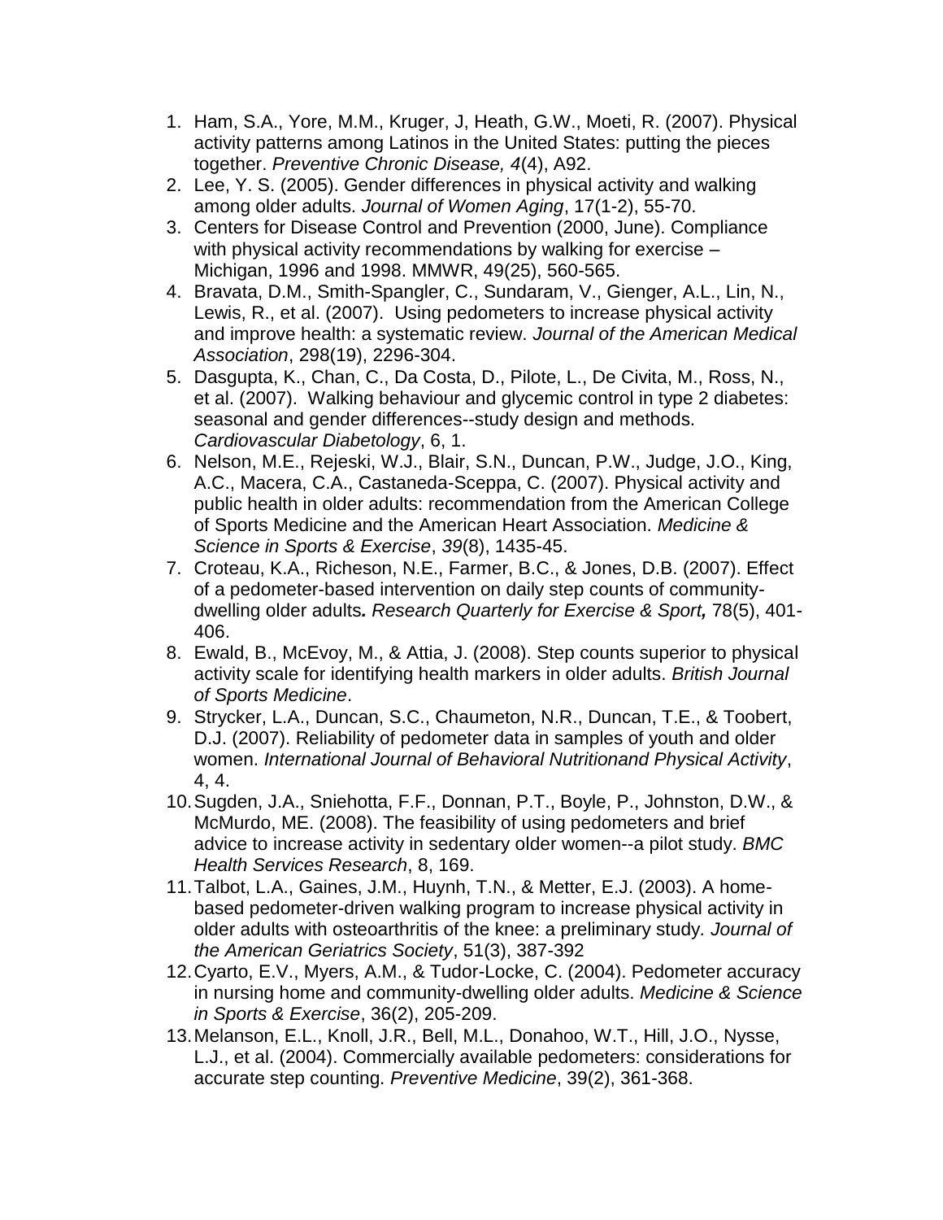1. Ham, S.A., Yore, M.M., Kruger, J, Heath, G.W., Moeti, R. (2007). Physical activity patterns among Latinos in the United States: putting the pieces together. *Preventive Chronic Disease, 4*(4), A92.
2. Lee, Y. S. (2005). Gender differences in physical activity and walking among older adults. *Journal of Women Aging*, 17(1-2), 55-70.
3. Centers for Disease Control and Prevention (2000, June). Compliance with physical activity recommendations by walking for exercise – Michigan, 1996 and 1998. MMWR, 49(25), 560-565.
4. Bravata, D.M., Smith-Spangler, C., Sundaram, V., Gienger, A.L., Lin, N., Lewis, R., et al. (2007). Using pedometers to increase physical activity and improve health: a systematic review. *Journal of the American Medical Association*, 298(19), 2296-304.
5. Dasgupta, K., Chan, C., Da Costa, D., Pilote, L., De Civita, M., Ross, N., et al. (2007). Walking behaviour and glycemic control in type 2 diabetes: seasonal and gender differences--study design and methods. *Cardiovascular Diabetology*, 6, 1.
6. Nelson, M.E., Rejeski, W.J., Blair, S.N., Duncan, P.W., Judge, J.O., King, A.C., Macera, C.A., Castaneda-Sceppa, C. (2007). Physical activity and public health in older adults: recommendation from the American College of Sports Medicine and the American Heart Association. *Medicine & Science in Sports & Exercise*, *39*(8), 1435-45.
7. Croteau, K.A., Richeson, N.E., Farmer, B.C., & Jones, D.B. (2007). Effect of a pedometer-based intervention on daily step counts of community-dwelling older adults***.*** *Research Quarterly for Exercise & Sport****,*** 78(5), 401-406.
8. Ewald, B., McEvoy, M., & Attia, J. (2008). Step counts superior to physical activity scale for identifying health markers in older adults. *British Journal of Sports Medicine*.
9. Strycker, L.A., Duncan, S.C., Chaumeton, N.R., Duncan, T.E., & Toobert, D.J. (2007). Reliability of pedometer data in samples of youth and older women. *International Journal of Behavioral Nutritionand Physical Activity*, 4, 4.
10. Sugden, J.A., Sniehotta, F.F., Donnan, P.T., Boyle, P., Johnston, D.W., & McMurdo, ME. (2008). The feasibility of using pedometers and brief advice to increase activity in sedentary older women--a pilot study. *BMC Health Services Research*, 8, 169.
11. Talbot, L.A., Gaines, J.M., Huynh, T.N., & Metter, E.J. (2003). A home-based pedometer-driven walking program to increase physical activity in older adults with osteoarthritis of the knee: a preliminary study*. Journal of the American Geriatrics Society*, 51(3), 387-392
12. Cyarto, E.V., Myers, A.M., & Tudor-Locke, C. (2004). Pedometer accuracy in nursing home and community-dwelling older adults. *Medicine & Science in Sports & Exercise*, 36(2), 205-209.
13. Melanson, E.L., Knoll, J.R., Bell, M.L., Donahoo, W.T., Hill, J.O., Nysse, L.J., et al. (2004). Commercially available pedometers: considerations for accurate step counting. *Preventive Medicine*, 39(2), 361-368.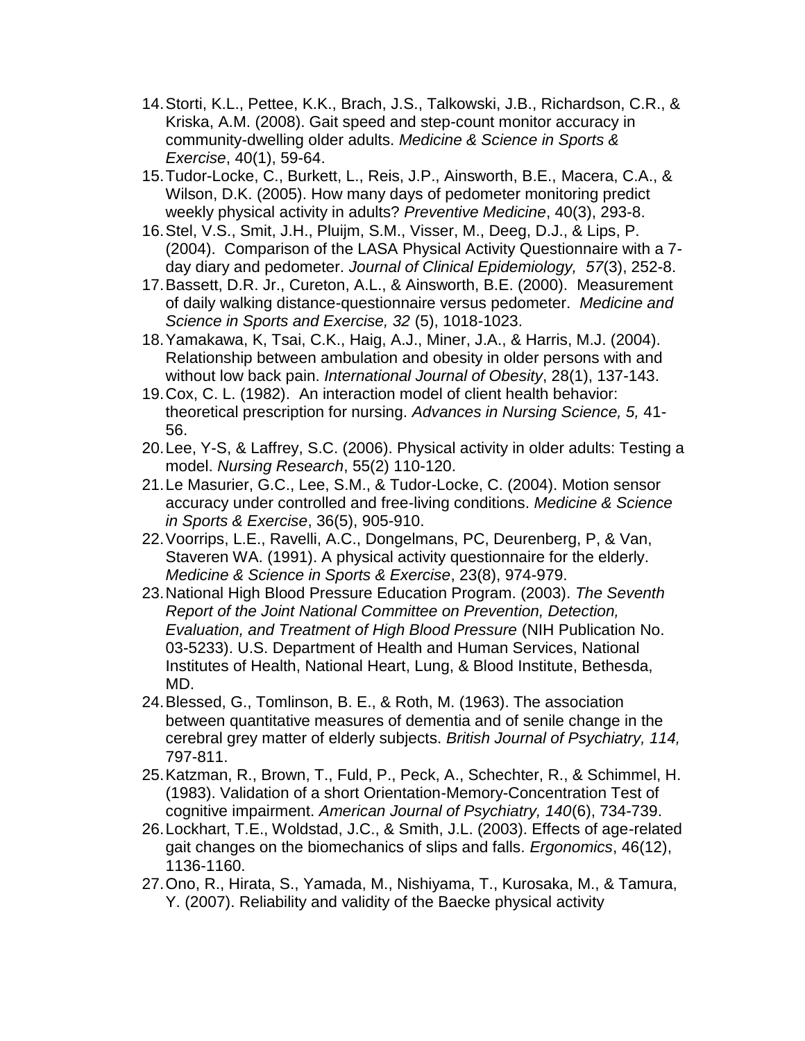14. Storti, K.L., Pettee, K.K., Brach, J.S., Talkowski, J.B., Richardson, C.R., & Kriska, A.M. (2008). Gait speed and step-count monitor accuracy in community-dwelling older adults. *Medicine & Science in Sports & Exercise*, 40(1), 59-64.
15. Tudor-Locke, C., Burkett, L., Reis, J.P., Ainsworth, B.E., Macera, C.A., & Wilson, D.K. (2005). How many days of pedometer monitoring predict weekly physical activity in adults? *Preventive Medicine*, 40(3), 293-8.
16. Stel, V.S., Smit, J.H., Pluijm, S.M., Visser, M., Deeg, D.J., & Lips, P. (2004). Comparison of the LASA Physical Activity Questionnaire with a 7-day diary and pedometer. *Journal of Clinical Epidemiology, 57*(3), 252-8.
17. Bassett, D.R. Jr., Cureton, A.L., & Ainsworth, B.E. (2000). Measurement of daily walking distance-questionnaire versus pedometer. *Medicine and Science in Sports and Exercise, 32* (5), 1018-1023.
18. Yamakawa, K, Tsai, C.K., Haig, A.J., Miner, J.A., & Harris, M.J. (2004). Relationship between ambulation and obesity in older persons with and without low back pain. *International Journal of Obesity*, 28(1), 137-143.
19. Cox, C. L. (1982). An interaction model of client health behavior: theoretical prescription for nursing. *Advances in Nursing Science, 5,* 41-56.
20. Lee, Y-S, & Laffrey, S.C. (2006). Physical activity in older adults: Testing a model. *Nursing Research*, 55(2) 110-120.
21. Le Masurier, G.C., Lee, S.M., & Tudor-Locke, C. (2004). Motion sensor accuracy under controlled and free-living conditions. *Medicine & Science in Sports & Exercise*, 36(5), 905-910.
22. Voorrips, L.E., Ravelli, A.C., Dongelmans, PC, Deurenberg, P, & Van, Staveren WA. (1991). A physical activity questionnaire for the elderly. *Medicine & Science in Sports & Exercise*, 23(8), 974-979.
23. National High Blood Pressure Education Program. (2003). *The Seventh Report of the Joint National Committee on Prevention, Detection, Evaluation, and Treatment of High Blood Pressure* (NIH Publication No. 03-5233). U.S. Department of Health and Human Services, National Institutes of Health, National Heart, Lung, & Blood Institute, Bethesda, MD.
24. Blessed, G., Tomlinson, B. E., & Roth, M. (1963). The association between quantitative measures of dementia and of senile change in the cerebral grey matter of elderly subjects. *British Journal of Psychiatry, 114,* 797-811.
25. Katzman, R., Brown, T., Fuld, P., Peck, A., Schechter, R., & Schimmel, H. (1983). Validation of a short Orientation-Memory-Concentration Test of cognitive impairment. *American Journal of Psychiatry, 140*(6), 734-739.
26. Lockhart, T.E., Woldstad, J.C., & Smith, J.L. (2003). Effects of age-related gait changes on the biomechanics of slips and falls. *Ergonomics*, 46(12), 1136-1160.
27. Ono, R., Hirata, S., Yamada, M., Nishiyama, T., Kurosaka, M., & Tamura, Y. (2007). Reliability and validity of the Baecke physical activity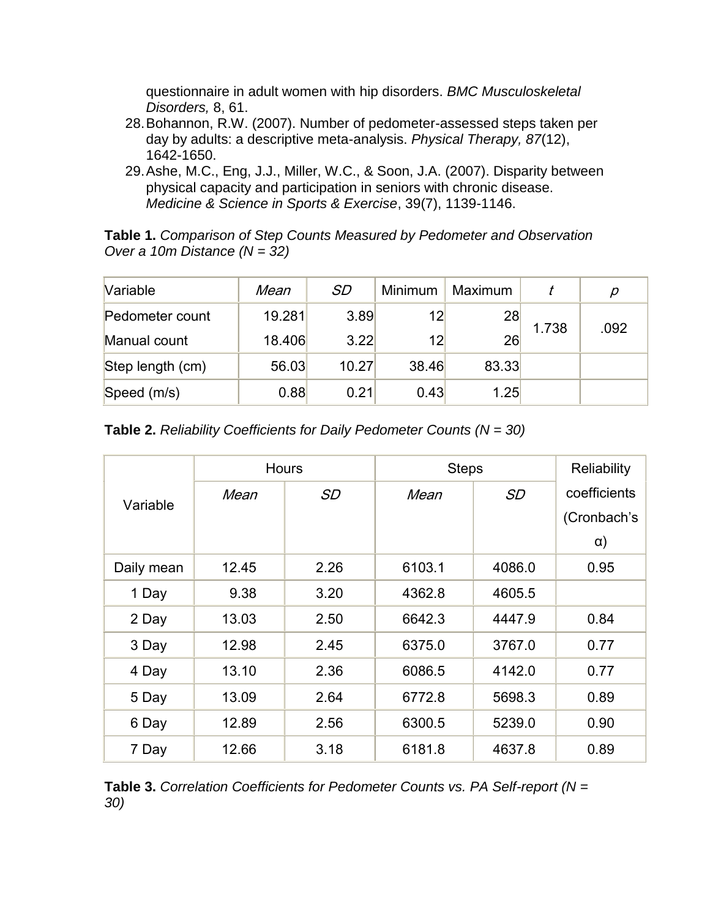questionnaire in adult women with hip disorders. *BMC Musculoskeletal Disorders,* 8, 61.

28. Bohannon, R.W. (2007). Number of pedometer-assessed steps taken per day by adults: a descriptive meta-analysis. *Physical Therapy, 87*(12), 1642-1650.
29. Ashe, M.C., Eng, J.J., Miller, W.C., & Soon, J.A. (2007). Disparity between physical capacity and participation in seniors with chronic disease. *Medicine & Science in Sports & Exercise*, 39(7), 1139-1146.

**Table 1.** *Comparison of Step Counts Measured by Pedometer and Observation Over a 10m Distance (N = 32)*

| Variable | *Mean* | *SD* | Minimum | Maximum | *t* | *p* |
|---|---|---|---|---|---|---|
| Pedometer count | 19.281 | 3.89 | 12 | 28 | 1.738 | .092 |
| Manual count | 18.406 | 3.22 | 12 | 26 | | |
| Step length (cm) | 56.03 | 10.27 | 38.46 | 83.33 | | |
| Speed (m/s) | 0.88 | 0.21 | 0.43 | 1.25 | | |

**Table 2.** *Reliability Coefficients for Daily Pedometer Counts (N = 30)*

| Variable | Hours | | Steps | | Reliability coefficients (Cronbach's α) |
|---|---|---|---|---|---|
| | *Mean* | *SD* | *Mean* | *SD* | |
| Daily mean | 12.45 | 2.26 | 6103.1 | 4086.0 | 0.95 |
| 1 Day | 9.38 | 3.20 | 4362.8 | 4605.5 | |
| 2 Day | 13.03 | 2.50 | 6642.3 | 4447.9 | 0.84 |
| 3 Day | 12.98 | 2.45 | 6375.0 | 3767.0 | 0.77 |
| 4 Day | 13.10 | 2.36 | 6086.5 | 4142.0 | 0.77 |
| 5 Day | 13.09 | 2.64 | 6772.8 | 5698.3 | 0.89 |
| 6 Day | 12.89 | 2.56 | 6300.5 | 5239.0 | 0.90 |
| 7 Day | 12.66 | 3.18 | 6181.8 | 4637.8 | 0.89 |

**Table 3.** *Correlation Coefficients for Pedometer Counts vs. PA Self-report (N = 30)*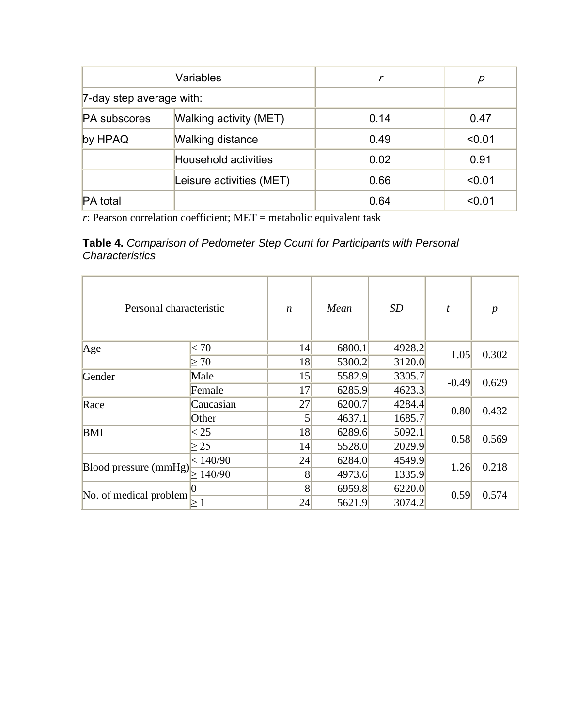| Variables | | $r$ | $p$ |
|---|---|---|---|
| 7-day step average with: | | | |
| PA subscores | Walking activity (MET) | 0.14 | 0.47 |
| by HPAQ | Walking distance | 0.49 | <0.01 |
| | Household activities | 0.02 | 0.91 |
| | Leisure activities (MET) | 0.66 | <0.01 |
| PA total | | 0.64 | <0.01 |

*r*: Pearson correlation coefficient; MET = metabolic equivalent task

**Table 4.** *Comparison of Pedometer Step Count for Participants with Personal Characteristics*

| Personal characteristic | | *n* | *Mean* | *SD* | *t* | *p* |
|---|---|---|---|---|---|---|
| Age | < 70 | 14 | 6800.1 | 4928.2 | 1.05 | 0.302 |
| | ≥ 70 | 18 | 5300.2 | 3120.0 | | |
| Gender | Male | 15 | 5582.9 | 3305.7 | -0.49 | 0.629 |
| | Female | 17 | 6285.9 | 4623.3 | | |
| Race | Caucasian | 27 | 6200.7 | 4284.4 | 0.80 | 0.432 |
| | Other | 5 | 4637.1 | 1685.7 | | |
| BMI | < 25 | 18 | 6289.6 | 5092.1 | 0.58 | 0.569 |
| | ≥ 25 | 14 | 5528.0 | 2029.9 | | |
| Blood pressure (mmHg) | < 140/90 | 24 | 6284.0 | 4549.9 | 1.26 | 0.218 |
| | ≥ 140/90 | 8 | 4973.6 | 1335.9 | | |
| No. of medical problem | 0 | 8 | 6959.8 | 6220.0 | 0.59 | 0.574 |
| | ≥ 1 | 24 | 5621.9 | 3074.2 | | |